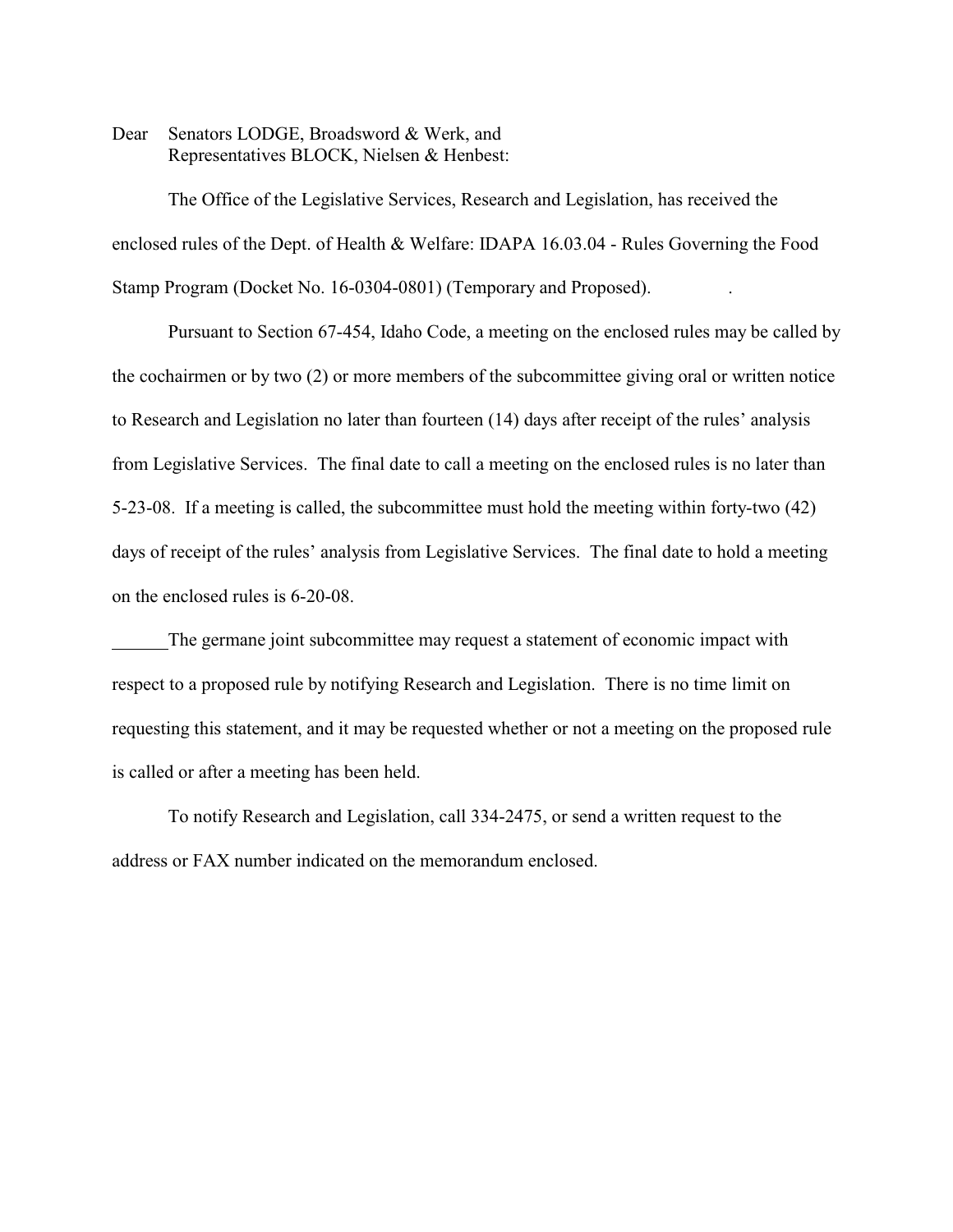Dear Senators LODGE, Broadsword & Werk, and
Representatives BLOCK, Nielsen & Henbest:

The Office of the Legislative Services, Research and Legislation, has received the enclosed rules of the Dept. of Health & Welfare: IDAPA 16.03.04 - Rules Governing the Food Stamp Program (Docket No. 16-0304-0801) (Temporary and Proposed).

Pursuant to Section 67-454, Idaho Code, a meeting on the enclosed rules may be called by the cochairmen or by two (2) or more members of the subcommittee giving oral or written notice to Research and Legislation no later than fourteen (14) days after receipt of the rules' analysis from Legislative Services. The final date to call a meeting on the enclosed rules is no later than 5-23-08. If a meeting is called, the subcommittee must hold the meeting within forty-two (42) days of receipt of the rules' analysis from Legislative Services. The final date to hold a meeting on the enclosed rules is 6-20-08.

______The germane joint subcommittee may request a statement of economic impact with respect to a proposed rule by notifying Research and Legislation. There is no time limit on requesting this statement, and it may be requested whether or not a meeting on the proposed rule is called or after a meeting has been held.

To notify Research and Legislation, call 334-2475, or send a written request to the address or FAX number indicated on the memorandum enclosed.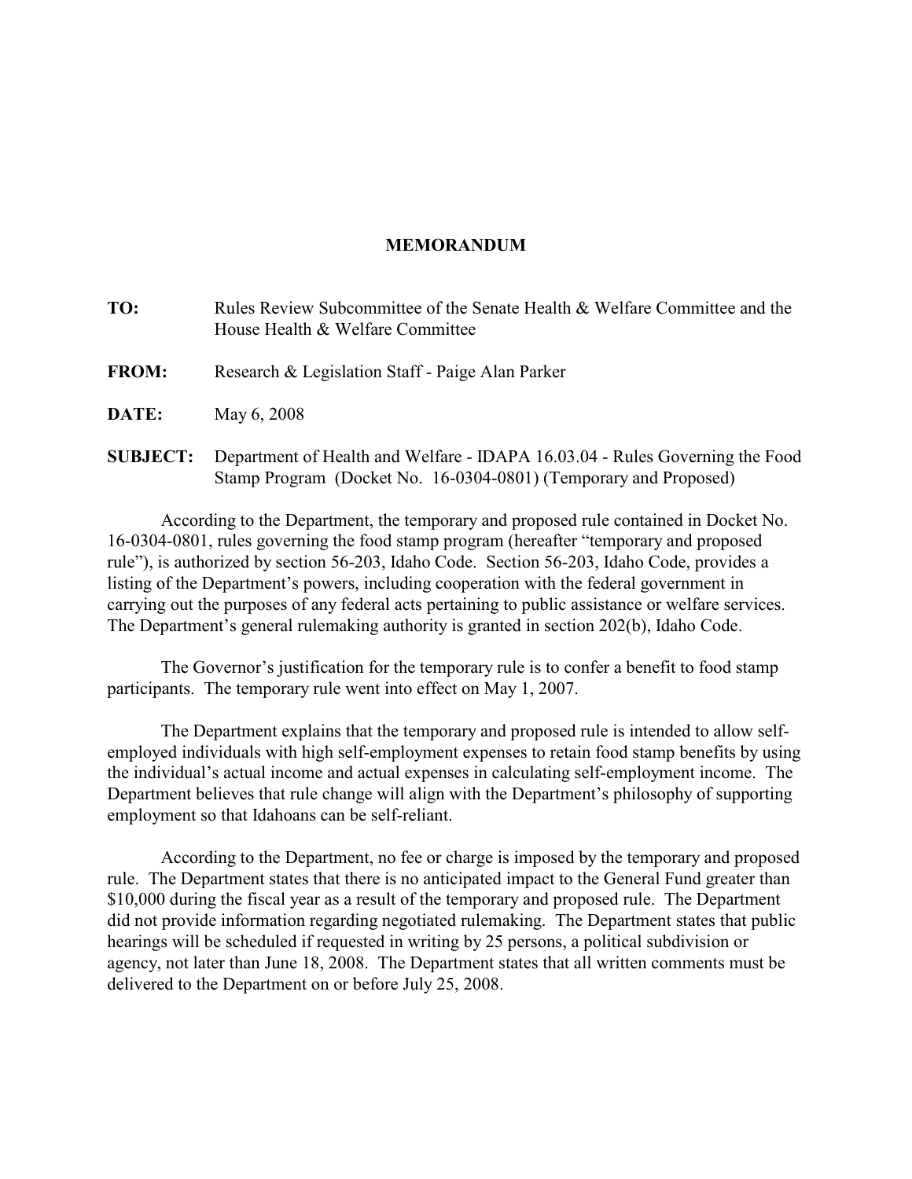# MEMORANDUM

**TO:** Rules Review Subcommittee of the Senate Health & Welfare Committee and the House Health & Welfare Committee

**FROM:** Research & Legislation Staff - Paige Alan Parker

**DATE:** May 6, 2008

**SUBJECT:** Department of Health and Welfare - IDAPA 16.03.04 - Rules Governing the Food Stamp Program (Docket No. 16-0304-0801) (Temporary and Proposed)

According to the Department, the temporary and proposed rule contained in Docket No. 16-0304-0801, rules governing the food stamp program (hereafter "temporary and proposed rule"), is authorized by section 56-203, Idaho Code. Section 56-203, Idaho Code, provides a listing of the Department's powers, including cooperation with the federal government in carrying out the purposes of any federal acts pertaining to public assistance or welfare services. The Department's general rulemaking authority is granted in section 202(b), Idaho Code.

The Governor's justification for the temporary rule is to confer a benefit to food stamp participants. The temporary rule went into effect on May 1, 2007.

The Department explains that the temporary and proposed rule is intended to allow self-employed individuals with high self-employment expenses to retain food stamp benefits by using the individual's actual income and actual expenses in calculating self-employment income. The Department believes that rule change will align with the Department's philosophy of supporting employment so that Idahoans can be self-reliant.

According to the Department, no fee or charge is imposed by the temporary and proposed rule. The Department states that there is no anticipated impact to the General Fund greater than $10,000 during the fiscal year as a result of the temporary and proposed rule. The Department did not provide information regarding negotiated rulemaking. The Department states that public hearings will be scheduled if requested in writing by 25 persons, a political subdivision or agency, not later than June 18, 2008. The Department states that all written comments must be delivered to the Department on or before July 25, 2008.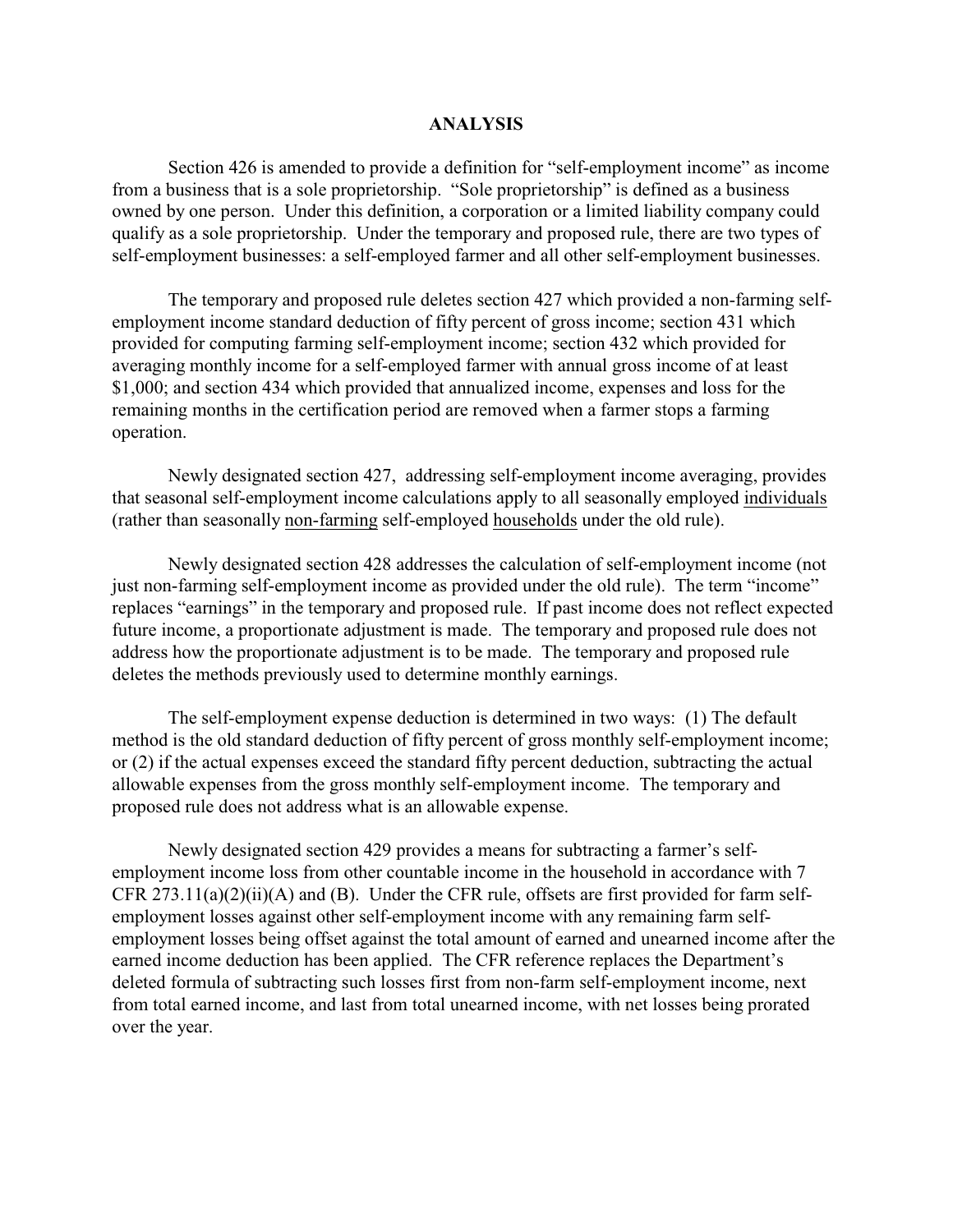## ANALYSIS

Section 426 is amended to provide a definition for "self-employment income" as income from a business that is a sole proprietorship. "Sole proprietorship" is defined as a business owned by one person. Under this definition, a corporation or a limited liability company could qualify as a sole proprietorship. Under the temporary and proposed rule, there are two types of self-employment businesses: a self-employed farmer and all other self-employment businesses.

The temporary and proposed rule deletes section 427 which provided a non-farming self-employment income standard deduction of fifty percent of gross income; section 431 which provided for computing farming self-employment income; section 432 which provided for averaging monthly income for a self-employed farmer with annual gross income of at least \$1,000; and section 434 which provided that annualized income, expenses and loss for the remaining months in the certification period are removed when a farmer stops a farming operation.

Newly designated section 427, addressing self-employment income averaging, provides that seasonal self-employment income calculations apply to all seasonally employed <u>individuals</u> (rather than seasonally <u>non-farming</u> self-employed <u>households</u> under the old rule).

Newly designated section 428 addresses the calculation of self-employment income (not just non-farming self-employment income as provided under the old rule). The term "income" replaces "earnings" in the temporary and proposed rule. If past income does not reflect expected future income, a proportionate adjustment is made. The temporary and proposed rule does not address how the proportionate adjustment is to be made. The temporary and proposed rule deletes the methods previously used to determine monthly earnings.

The self-employment expense deduction is determined in two ways: (1) The default method is the old standard deduction of fifty percent of gross monthly self-employment income; or (2) if the actual expenses exceed the standard fifty percent deduction, subtracting the actual allowable expenses from the gross monthly self-employment income. The temporary and proposed rule does not address what is an allowable expense.

Newly designated section 429 provides a means for subtracting a farmer's self-employment income loss from other countable income in the household in accordance with 7 CFR 273.11(a)(2)(ii)(A) and (B). Under the CFR rule, offsets are first provided for farm self-employment losses against other self-employment income with any remaining farm self-employment losses being offset against the total amount of earned and unearned income after the earned income deduction has been applied. The CFR reference replaces the Department's deleted formula of subtracting such losses first from non-farm self-employment income, next from total earned income, and last from total unearned income, with net losses being prorated over the year.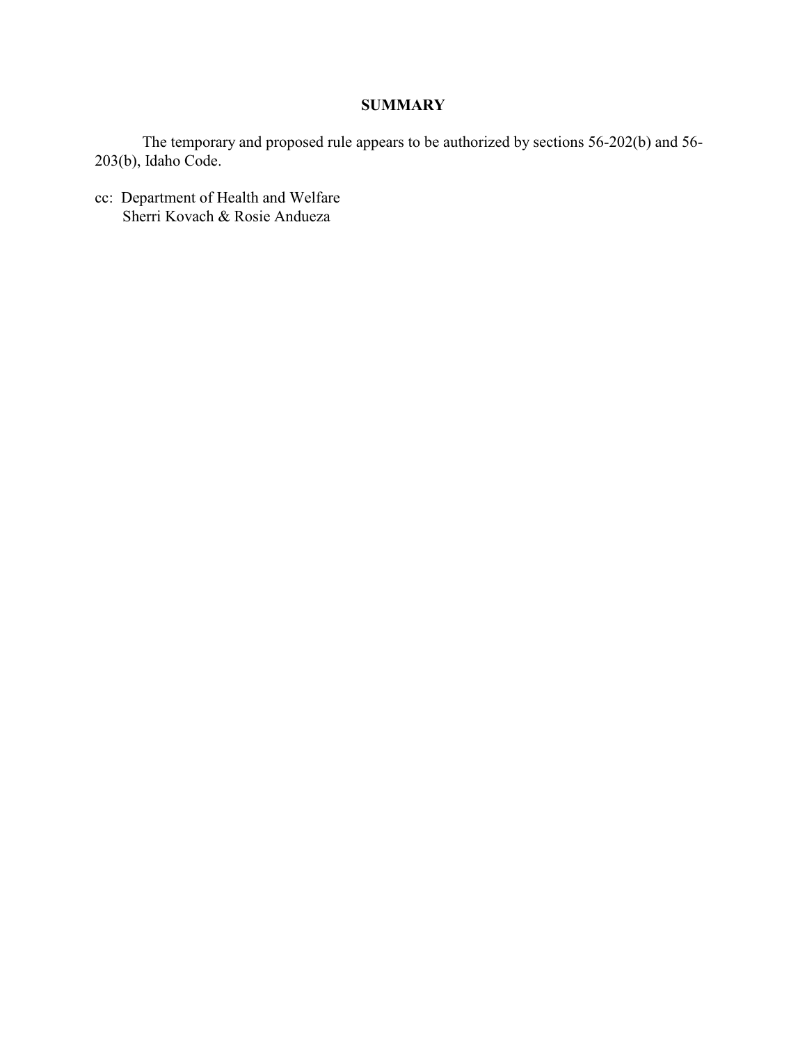## SUMMARY

The temporary and proposed rule appears to be authorized by sections 56-202(b) and 56-203(b), Idaho Code.

cc: Department of Health and Welfare
Sherri Kovach & Rosie Andueza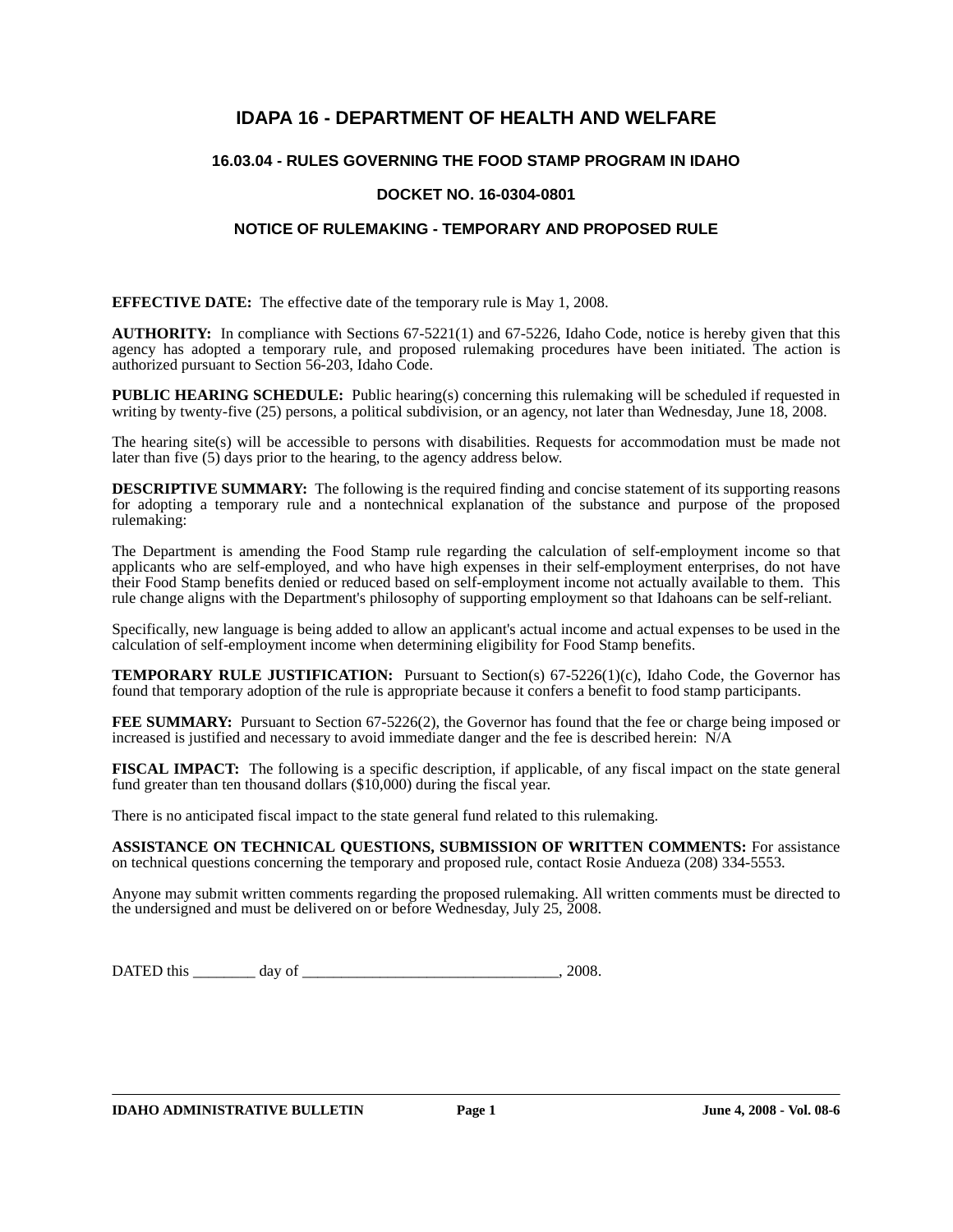# IDAPA 16 - DEPARTMENT OF HEALTH AND WELFARE

## 16.03.04 - RULES GOVERNING THE FOOD STAMP PROGRAM IN IDAHO

## DOCKET NO. 16-0304-0801

## NOTICE OF RULEMAKING - TEMPORARY AND PROPOSED RULE

**EFFECTIVE DATE:** The effective date of the temporary rule is May 1, 2008.

**AUTHORITY:** In compliance with Sections 67-5221(1) and 67-5226, Idaho Code, notice is hereby given that this agency has adopted a temporary rule, and proposed rulemaking procedures have been initiated. The action is authorized pursuant to Section 56-203, Idaho Code.

**PUBLIC HEARING SCHEDULE:** Public hearing(s) concerning this rulemaking will be scheduled if requested in writing by twenty-five (25) persons, a political subdivision, or an agency, not later than Wednesday, June 18, 2008.

The hearing site(s) will be accessible to persons with disabilities. Requests for accommodation must be made not later than five (5) days prior to the hearing, to the agency address below.

**DESCRIPTIVE SUMMARY:** The following is the required finding and concise statement of its supporting reasons for adopting a temporary rule and a nontechnical explanation of the substance and purpose of the proposed rulemaking:

The Department is amending the Food Stamp rule regarding the calculation of self-employment income so that applicants who are self-employed, and who have high expenses in their self-employment enterprises, do not have their Food Stamp benefits denied or reduced based on self-employment income not actually available to them. This rule change aligns with the Department's philosophy of supporting employment so that Idahoans can be self-reliant.

Specifically, new language is being added to allow an applicant's actual income and actual expenses to be used in the calculation of self-employment income when determining eligibility for Food Stamp benefits.

**TEMPORARY RULE JUSTIFICATION:** Pursuant to Section(s) 67-5226(1)(c), Idaho Code, the Governor has found that temporary adoption of the rule is appropriate because it confers a benefit to food stamp participants.

**FEE SUMMARY:** Pursuant to Section 67-5226(2), the Governor has found that the fee or charge being imposed or increased is justified and necessary to avoid immediate danger and the fee is described herein: N/A

**FISCAL IMPACT:** The following is a specific description, if applicable, of any fiscal impact on the state general fund greater than ten thousand dollars ($10,000) during the fiscal year.

There is no anticipated fiscal impact to the state general fund related to this rulemaking.

**ASSISTANCE ON TECHNICAL QUESTIONS, SUBMISSION OF WRITTEN COMMENTS:** For assistance on technical questions concerning the temporary and proposed rule, contact Rosie Andueza (208) 334-5553.

Anyone may submit written comments regarding the proposed rulemaking. All written comments must be directed to the undersigned and must be delivered on or before Wednesday, July 25, 2008.

DATED this ________ day of _________________________________, 2008.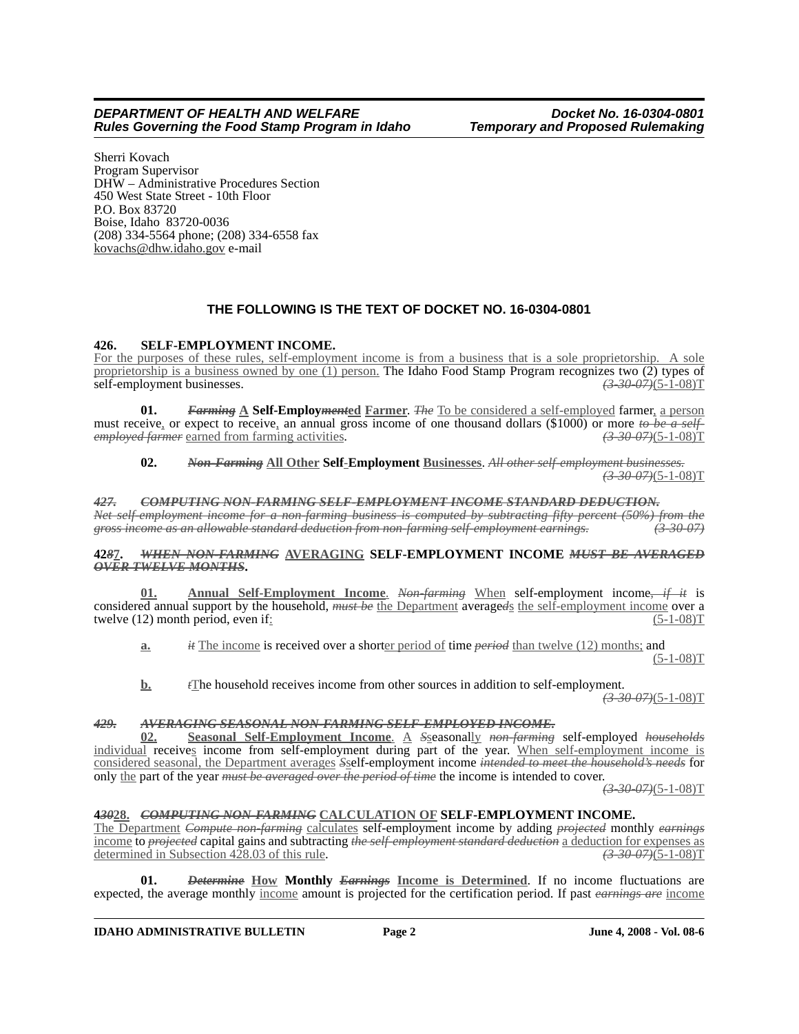Sherri Kovach
Program Supervisor
DHW – Administrative Procedures Section
450 West State Street - 10th Floor
P.O. Box 83720
Boise, Idaho 83720-0036
(208) 334-5564 phone; (208) 334-6558 fax
kovachs@dhw.idaho.gov e-mail

## THE FOLLOWING IS THE TEXT OF DOCKET NO. 16-0304-0801

**426. SELF-EMPLOYMENT INCOME.**
For the purposes of these rules, self-employment income is from a business that is a sole proprietorship. A sole proprietorship is a business owned by one (1) person. The Idaho Food Stamp Program recognizes two (2) types of self-employment businesses. ~~*(3-30-07)*~~(5-1-08)T

**01.** ~~***Farming***~~ **A Self-Employ~~*ment*~~ed Farmer**. ~~*The*~~ To be considered a self-employed farmer, a person must receive, or expect to receive, an annual gross income of one thousand dollars ($1000) or more ~~*to be a self-employed farmer*~~ earned from farming activities. ~~*(3-30-07)*~~(5-1-08)T

**02.** ~~***Non-Farming***~~ **All Other Self-Employment Businesses**. ~~*All other self-employment businesses.*~~ ~~*(3-30-07)*~~(5-1-08)T

~~***427. COMPUTING NON-FARMING SELF-EMPLOYMENT INCOME STANDARD DEDUCTION.***~~
~~*Net self-employment income for a non-farming business is computed by subtracting fifty percent (50%) from the gross income as an allowable standard deduction from non-farming self-employment earnings.*~~ ~~*(3-30-07)*~~

**42~~*8*~~7. ~~*WHEN NON-FARMING*~~ AVERAGING SELF-EMPLOYMENT INCOME ~~*MUST BE AVERAGED OVER TWELVE MONTHS*~~.**

**01. Annual Self-Employment Income**. ~~*Non-farming*~~ When self-employment income~~*, if it*~~ is considered annual support by the household, ~~*must be*~~ the Department average~~*d*~~s the self-employment income over a twelve (12) month period, even if: (5-1-08)T

**a.** ~~*it*~~ The income is received over a shorter period of time ~~*period*~~ than twelve (12) months; and (5-1-08)T

**b.** ~~*t*~~The household receives income from other sources in addition to self-employment. ~~*(3-30-07)*~~(5-1-08)T

~~***429. AVERAGING SEASONAL NON-FARMING SELF-EMPLOYED INCOME.***~~
**02. Seasonal Self-Employment Income**. A ~~*S*~~seasonally ~~*non-farming*~~ self-employed ~~*households*~~ individual receives income from self-employment during part of the year. When self-employment income is considered seasonal, the Department averages ~~*S*~~self-employment income ~~*intended to meet the household's needs*~~ for only the part of the year ~~*must be averaged over the period of time*~~ the income is intended to cover. ~~*(3-30-07)*~~(5-1-08)T

**4~~*30*~~28. ~~*COMPUTING NON-FARMING*~~ CALCULATION OF SELF-EMPLOYMENT INCOME.**
The Department ~~*Compute non-farming*~~ calculates self-employment income by adding ~~*projected*~~ monthly ~~*earnings*~~ income to ~~*projected*~~ capital gains and subtracting ~~*the self-employment standard deduction*~~ a deduction for expenses as determined in Subsection 428.03 of this rule. ~~*(3-30-07)*~~(5-1-08)T

**01.** ~~***Determine***~~ **How Monthly** ~~***Earnings***~~ **Income is Determined**. If no income fluctuations are expected, the average monthly income amount is projected for the certification period. If past ~~*earnings are*~~ income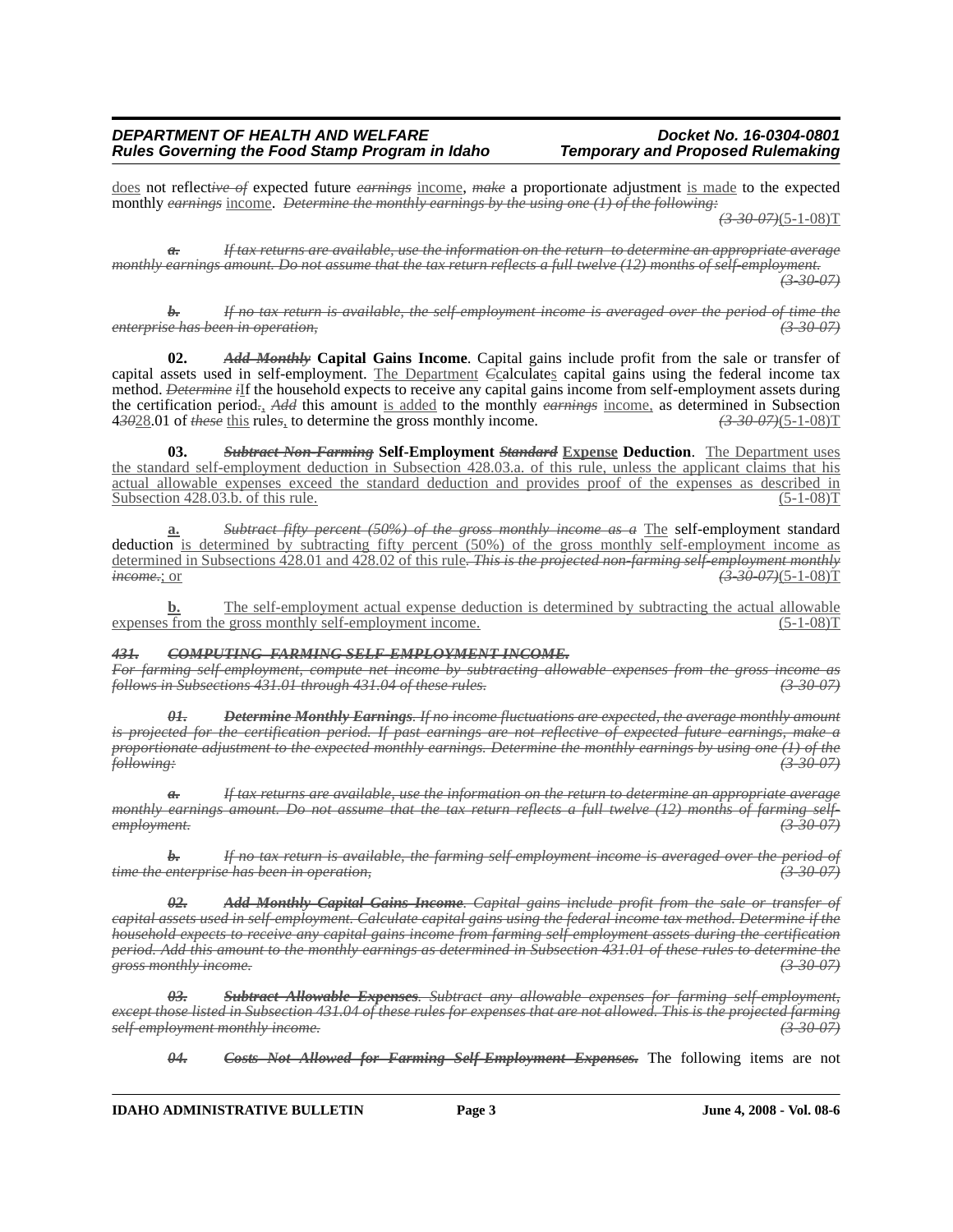does not reflect~~ive of~~ expected future ~~earnings~~ income, ~~make~~ a proportionate adjustment is made to the expected monthly ~~earnings~~ income. ~~*Determine the monthly earnings by the using one (1) of the following:*~~ ~~*(3-30-07)*~~(5-1-08)T

~~***a.*** *If tax returns are available, use the information on the return to determine an appropriate average monthly earnings amount. Do not assume that the tax return reflects a full twelve (12) months of self-employment.* *(3-30-07)*~~

~~***b.*** *If no tax return is available, the self-employment income is averaged over the period of time the enterprise has been in operation,* *(3-30-07)*~~

**02.** ~~***Add Monthly***~~ **Capital Gains Income**. Capital gains include profit from the sale or transfer of capital assets used in self-employment. The Department ~~*C*~~calculates capital gains using the federal income tax method. ~~*Determine i*~~If the household expects to receive any capital gains income from self-employment assets during the certification period~~.~~, ~~*Add*~~ this amount is added to the monthly ~~*earnings*~~ income, as determined in Subsection 4~~*30*~~28.01 of ~~*these*~~ this rule~~*s*~~, to determine the gross monthly income. ~~*(3-30-07)*~~(5-1-08)T

**03.** ~~***Subtract Non-Farming***~~ **Self-Employment** ~~***Standard***~~ **Expense Deduction**. The Department uses the standard self-employment deduction in Subsection 428.03.a. of this rule, unless the applicant claims that his actual allowable expenses exceed the standard deduction and provides proof of the expenses as described in Subsection 428.03.b. of this rule. (5-1-08)T

**a.** ~~*Subtract fifty percent (50%) of the gross monthly income as a*~~ The self-employment standard deduction is determined by subtracting fifty percent (50%) of the gross monthly self-employment income as determined in Subsections 428.01 and 428.02 of this rule~~*. This is the projected non-farming self-employment monthly income.*~~; or ~~*(3-30-07)*~~(5-1-08)T

**b.** The self-employment actual expense deduction is determined by subtracting the actual allowable expenses from the gross monthly self-employment income. (5-1-08)T

~~***431. COMPUTING FARMING SELF-EMPLOYMENT INCOME.***~~

~~*For farming self-employment, compute net income by subtracting allowable expenses from the gross income as follows in Subsections 431.01 through 431.04 of these rules.* *(3-30-07)*~~

~~***01. Determine Monthly Earnings****. If no income fluctuations are expected, the average monthly amount is projected for the certification period. If past earnings are not reflective of expected future earnings, make a proportionate adjustment to the expected monthly earnings. Determine the monthly earnings by using one (1) of the following:* *(3-30-07)*~~

~~***a.*** *If tax returns are available, use the information on the return to determine an appropriate average monthly earnings amount. Do not assume that the tax return reflects a full twelve (12) months of farming self-employment.* *(3-30-07)*~~

~~***b.*** *If no tax return is available, the farming self-employment income is averaged over the period of time the enterprise has been in operation,* *(3-30-07)*~~

~~***02. Add Monthly Capital Gains Income****. Capital gains include profit from the sale or transfer of capital assets used in self-employment. Calculate capital gains using the federal income tax method. Determine if the household expects to receive any capital gains income from farming self-employment assets during the certification period. Add this amount to the monthly earnings as determined in Subsection 431.01 of these rules to determine the gross monthly income.* *(3-30-07)*~~

~~***03. Subtract Allowable Expenses****. Subtract any allowable expenses for farming self-employment, except those listed in Subsection 431.04 of these rules for expenses that are not allowed. This is the projected farming self-employment monthly income.* *(3-30-07)*~~

~~***04. Costs Not Allowed for Farming Self-Employment Expenses.***~~ The following items are not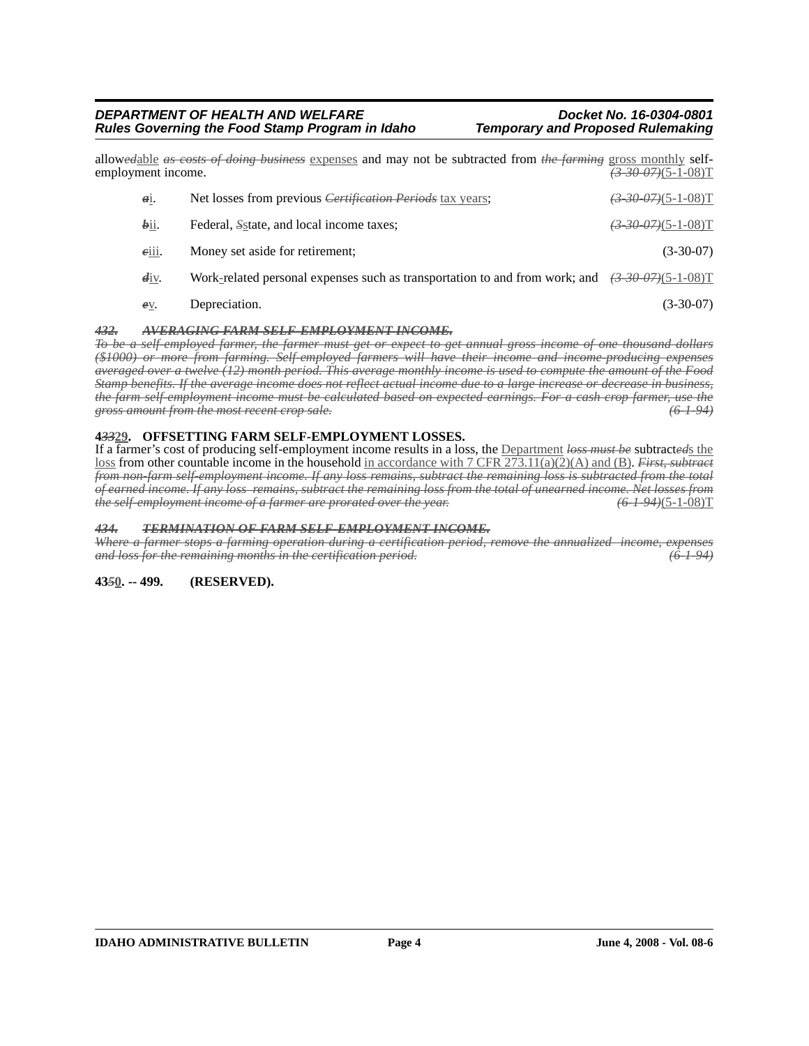allow~~ed~~able ~~as costs of doing business~~ expenses and may not be subtracted from ~~the farming~~ gross monthly self-employment income. ~~(3-30-07)~~(5-1-08)T

~~a~~i. Net losses from previous ~~Certification Periods~~ tax years; ~~(3-30-07)~~(5-1-08)T

~~b~~ii. Federal, ~~S~~state, and local income taxes; ~~(3-30-07)~~(5-1-08)T

~~c~~iii. Money set aside for retirement; (3-30-07)

~~d~~iv. Work-related personal expenses such as transportation to and from work; and ~~(3-30-07)~~(5-1-08)T

~~e~~v. Depreciation. (3-30-07)

~~**432. AVERAGING FARM SELF-EMPLOYMENT INCOME.**~~

~~To be a self-employed farmer, the farmer must get or expect to get annual gross income of one thousand dollars ($1000) or more from farming. Self-employed farmers will have their income and income-producing expenses averaged over a twelve (12) month period. This average monthly income is used to compute the amount of the Food Stamp benefits. If the average income does not reflect actual income due to a large increase or decrease in business, the farm self-employment income must be calculated based on expected earnings. For a cash crop farmer, use the gross amount from the most recent crop sale. (6-1-94)~~

**4~~33~~29. OFFSETTING FARM SELF-EMPLOYMENT LOSSES.**

If a farmer's cost of producing self-employment income results in a loss, the Department ~~loss must be~~ subtract~~ed~~s the loss from other countable income in the household in accordance with 7 CFR 273.11(a)(2)(A) and (B). ~~First, subtract from non-farm self-employment income. If any loss remains, subtract the remaining loss is subtracted from the total of earned income. If any loss remains, subtract the remaining loss from the total of unearned income. Net losses from the self-employment income of a farmer are prorated over the year.~~ ~~(6-1-94)~~(5-1-08)T

~~**434. TERMINATION OF FARM SELF-EMPLOYMENT INCOME.**~~

~~Where a farmer stops a farming operation during a certification period, remove the annualized income, expenses and loss for the remaining months in the certification period. (6-1-94)~~

**43~~5~~0. -- 499. (RESERVED).**